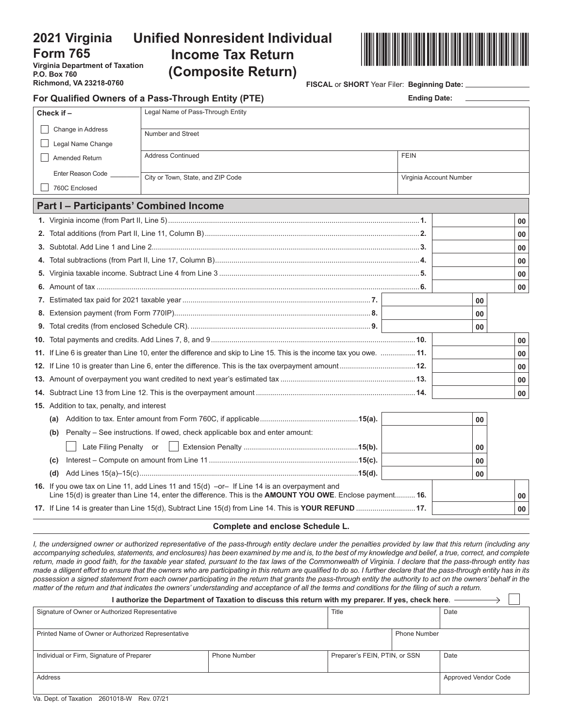# 2021 Virginia Form 765

**Virginia Department of Taxation**
**P.O. Box 760**
**Richmond, VA 23218-0760**

# Unified Nonresident Individual Income Tax Return (Composite Return)

**FISCAL** or **SHORT** Year Filer: **Beginning Date:** ____________

**Ending Date:** ____________

**For Qualified Owners of a Pass-Through Entity (PTE)**

| Check if – | | |
|---|---|---|
| ☐ Change in Address | Legal Name of Pass-Through Entity | |
| ☐ Legal Name Change | Number and Street | |
| ☐ Amended Return | Address Continued | FEIN |
| Enter Reason Code ______ | City or Town, State, and ZIP Code | Virginia Account Number |
| ☐ 760C Enclosed | | |

## Part I – Participants' Combined Income

| Line | Description | | Amount |
|---|---|---|---|
| 1. | Virginia income (from Part II, Line 5) | | .00 |
| 2. | Total additions (from Part II, Line 11, Column B) | | .00 |
| 3. | Subtotal. Add Line 1 and Line 2 | | .00 |
| 4. | Total subtractions (from Part II, Line 17, Column B) | | .00 |
| 5. | Virginia taxable income. Subtract Line 4 from Line 3 | | .00 |
| 6. | Amount of tax | | .00 |
| 7. | Estimated tax paid for 2021 taxable year | .00 | |
| 8. | Extension payment (from Form 770IP) | .00 | |
| 9. | Total credits (from enclosed Schedule CR). | .00 | |
| 10. | Total payments and credits. Add Lines 7, 8, and 9 | | .00 |
| 11. | If Line 6 is greater than Line 10, enter the difference and skip to Line 15. This is the income tax you owe. | | .00 |
| 12. | If Line 10 is greater than Line 6, enter the difference. This is the tax overpayment amount | | .00 |
| 13. | Amount of overpayment you want credited to next year's estimated tax | | .00 |
| 14. | Subtract Line 13 from Line 12. This is the overpayment amount | | .00 |
| 15. | Addition to tax, penalty, and interest | | |
| (a) | Addition to tax. Enter amount from Form 760C, if applicable | .00 | |
| (b) | Penalty – See instructions. If owed, check applicable box and enter amount: ☐ Late Filing Penalty or ☐ Extension Penalty | .00 | |
| (c) | Interest – Compute on amount from Line 11 | .00 | |
| (d) | Add Lines 15(a)–15(c) | .00 | |
| 16. | If you owe tax on Line 11, add Lines 11 and 15(d) –or– If Line 14 is an overpayment and Line 15(d) is greater than Line 14, enter the difference. This is the **AMOUNT YOU OWE**. Enclose payment | | .00 |
| 17. | If Line 14 is greater than Line 15(d), Subtract Line 15(d) from Line 14. This is **YOUR REFUND** | | .00 |

**Complete and enclose Schedule L.**

*I, the undersigned owner or authorized representative of the pass-through entity declare under the penalties provided by law that this return (including any accompanying schedules, statements, and enclosures) has been examined by me and is, to the best of my knowledge and belief, a true, correct, and complete return, made in good faith, for the taxable year stated, pursuant to the tax laws of the Commonwealth of Virginia. I declare that the pass-through entity has made a diligent effort to ensure that the owners who are participating in this return are qualified to do so. I further declare that the pass-through entity has in its possession a signed statement from each owner participating in the return that grants the pass-through entity the authority to act on the owners' behalf in the matter of the return and that indicates the owners' understanding and acceptance of all the terms and conditions for the filing of such a return.*

**I authorize the Department of Taxation to discuss this return with my preparer. If yes, check here.** ☐

| Signature of Owner or Authorized Representative | | Title | Date |
|---|---|---|---|
| Printed Name of Owner or Authorized Representative | | | Phone Number |
| Individual or Firm, Signature of Preparer | Phone Number | Preparer's FEIN, PTIN, or SSN | Date |
| Address | | | Approved Vendor Code |

Va. Dept. of Taxation 2601018-W Rev. 07/21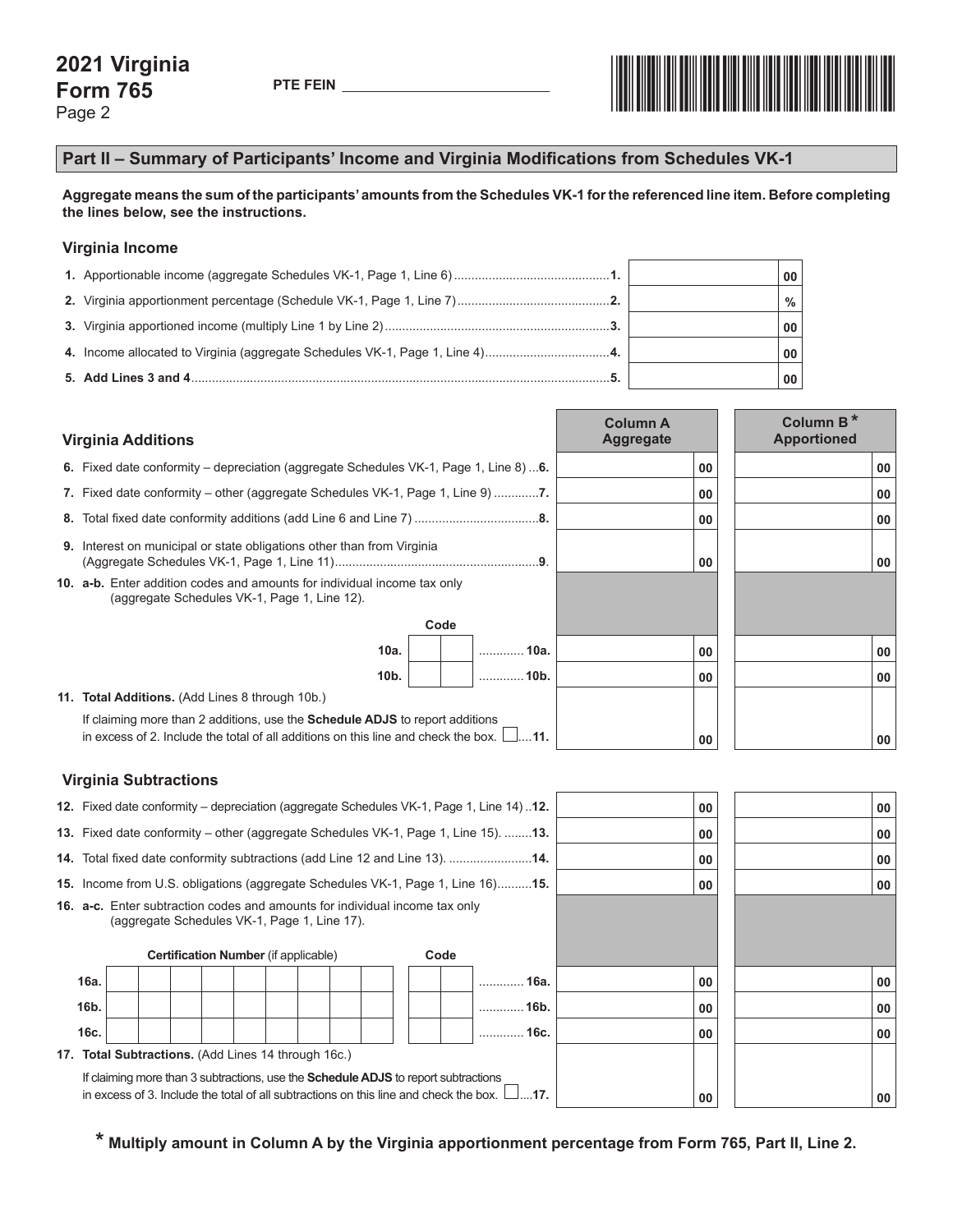**2021 Virginia Form 765**
Page 2

PTE FEIN ______________________

## Part II – Summary of Participants' Income and Virginia Modifications from Schedules VK-1

**Aggregate means the sum of the participants' amounts from the Schedules VK-1 for the referenced line item. Before completing the lines below, see the instructions.**

### Virginia Income

| | | |
|---|---|---|
| **1.** Apportionable income (aggregate Schedules VK-1, Page 1, Line 6) | **1.** | 00 |
| **2.** Virginia apportionment percentage (Schedule VK-1, Page 1, Line 7) | **2.** | % |
| **3.** Virginia apportioned income (multiply Line 1 by Line 2) | **3.** | 00 |
| **4.** Income allocated to Virginia (aggregate Schedules VK-1, Page 1, Line 4) | **4.** | 00 |
| **5. Add Lines 3 and 4** | **5.** | 00 |

### Virginia Additions

| | | Column A Aggregate | Column B* Apportioned |
|---|---|---|---|
| **6.** Fixed date conformity – depreciation (aggregate Schedules VK-1, Page 1, Line 8) | **6.** | 00 | 00 |
| **7.** Fixed date conformity – other (aggregate Schedules VK-1, Page 1, Line 9) | **7.** | 00 | 00 |
| **8.** Total fixed date conformity additions (add Line 6 and Line 7) | **8.** | 00 | 00 |
| **9.** Interest on municipal or state obligations other than from Virginia (Aggregate Schedules VK-1, Page 1, Line 11) | **9.** | 00 | 00 |
| **10. a-b.** Enter addition codes and amounts for individual income tax only (aggregate Schedules VK-1, Page 1, Line 12). | | | |
| **10a.** Code ____ | **10a.** | 00 | 00 |
| **10b.** Code ____ | **10b.** | 00 | 00 |
| **11. Total Additions.** (Add Lines 8 through 10b.) If claiming more than 2 additions, use the **Schedule ADJS** to report additions in excess of 2. Include the total of all additions on this line and check the box. ☐ | **11.** | 00 | 00 |

### Virginia Subtractions

| | | Column A Aggregate | Column B* Apportioned |
|---|---|---|---|
| **12.** Fixed date conformity – depreciation (aggregate Schedules VK-1, Page 1, Line 14) | **12.** | 00 | 00 |
| **13.** Fixed date conformity – other (aggregate Schedules VK-1, Page 1, Line 15). | **13.** | 00 | 00 |
| **14.** Total fixed date conformity subtractions (add Line 12 and Line 13). | **14.** | 00 | 00 |
| **15.** Income from U.S. obligations (aggregate Schedules VK-1, Page 1, Line 16) | **15.** | 00 | 00 |
| **16. a-c.** Enter subtraction codes and amounts for individual income tax only (aggregate Schedules VK-1, Page 1, Line 17). | | | |
| **16a.** Certification Number (if applicable) ____ Code ____ | **16a.** | 00 | 00 |
| **16b.** Certification Number (if applicable) ____ Code ____ | **16b.** | 00 | 00 |
| **16c.** Certification Number (if applicable) ____ Code ____ | **16c.** | 00 | 00 |
| **17. Total Subtractions.** (Add Lines 14 through 16c.) If claiming more than 3 subtractions, use the **Schedule ADJS** to report subtractions in excess of 3. Include the total of all subtractions on this line and check the box. ☐ | **17.** | 00 | 00 |

**\* Multiply amount in Column A by the Virginia apportionment percentage from Form 765, Part II, Line 2.**